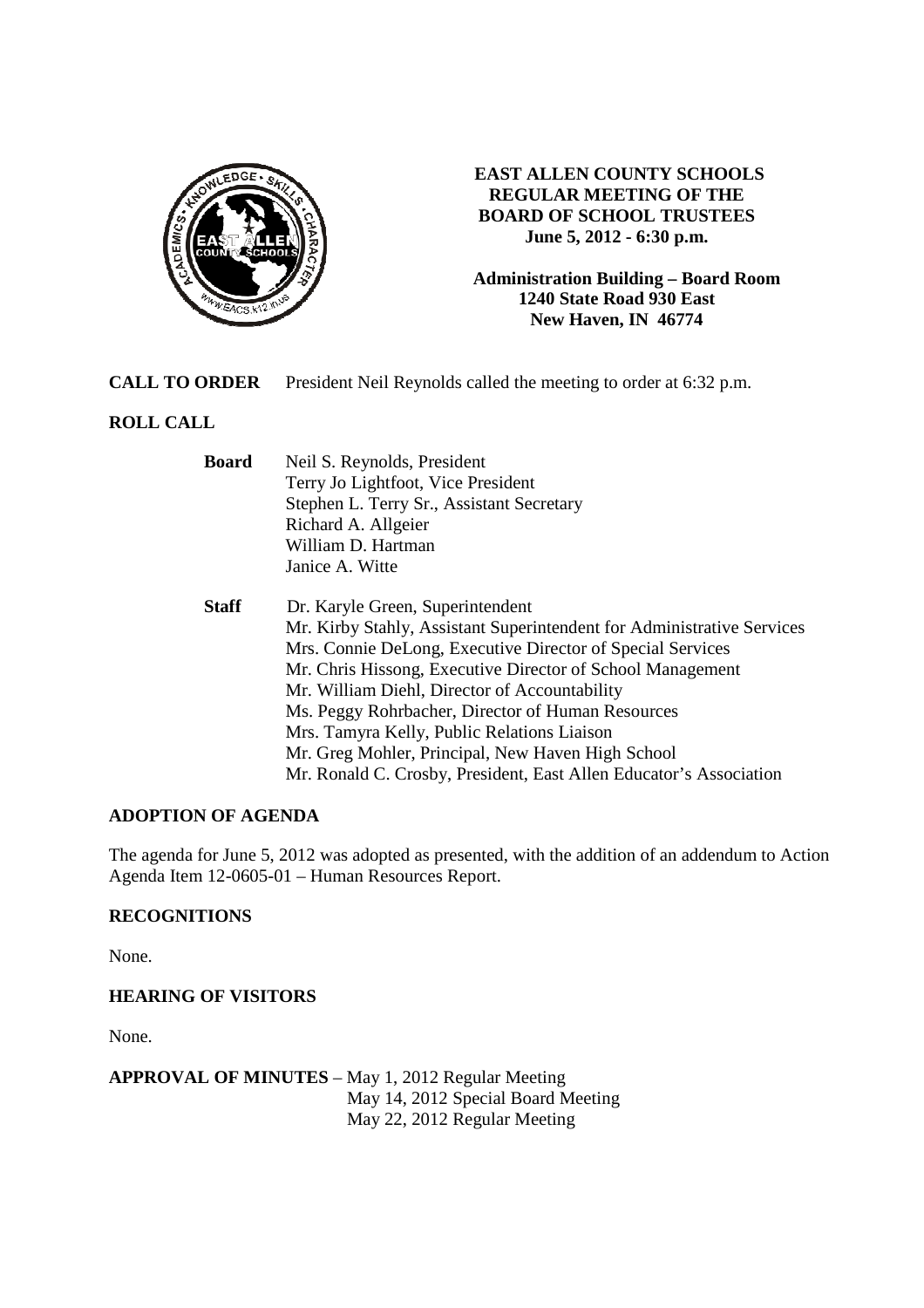# EAST ALLEN COUNTY SCHOOLS
## REGULAR MEETING OF THE BOARD OF SCHOOL TRUSTEES
**June 5, 2012 - 6:30 p.m.**

**Administration Building – Board Room**
**1240 State Road 930 East**
**New Haven, IN 46774**

**CALL TO ORDER** President Neil Reynolds called the meeting to order at 6:32 p.m.

**ROLL CALL**

**Board**
Neil S. Reynolds, President
Terry Jo Lightfoot, Vice President
Stephen L. Terry Sr., Assistant Secretary
Richard A. Allgeier
William D. Hartman
Janice A. Witte

**Staff**
Dr. Karyle Green, Superintendent
Mr. Kirby Stahly, Assistant Superintendent for Administrative Services
Mrs. Connie DeLong, Executive Director of Special Services
Mr. Chris Hissong, Executive Director of School Management
Mr. William Diehl, Director of Accountability
Ms. Peggy Rohrbacher, Director of Human Resources
Mrs. Tamyra Kelly, Public Relations Liaison
Mr. Greg Mohler, Principal, New Haven High School
Mr. Ronald C. Crosby, President, East Allen Educator's Association

**ADOPTION OF AGENDA**

The agenda for June 5, 2012 was adopted as presented, with the addition of an addendum to Action Agenda Item 12-0605-01 – Human Resources Report.

**RECOGNITIONS**

None.

**HEARING OF VISITORS**

None.

**APPROVAL OF MINUTES** – May 1, 2012 Regular Meeting
May 14, 2012 Special Board Meeting
May 22, 2012 Regular Meeting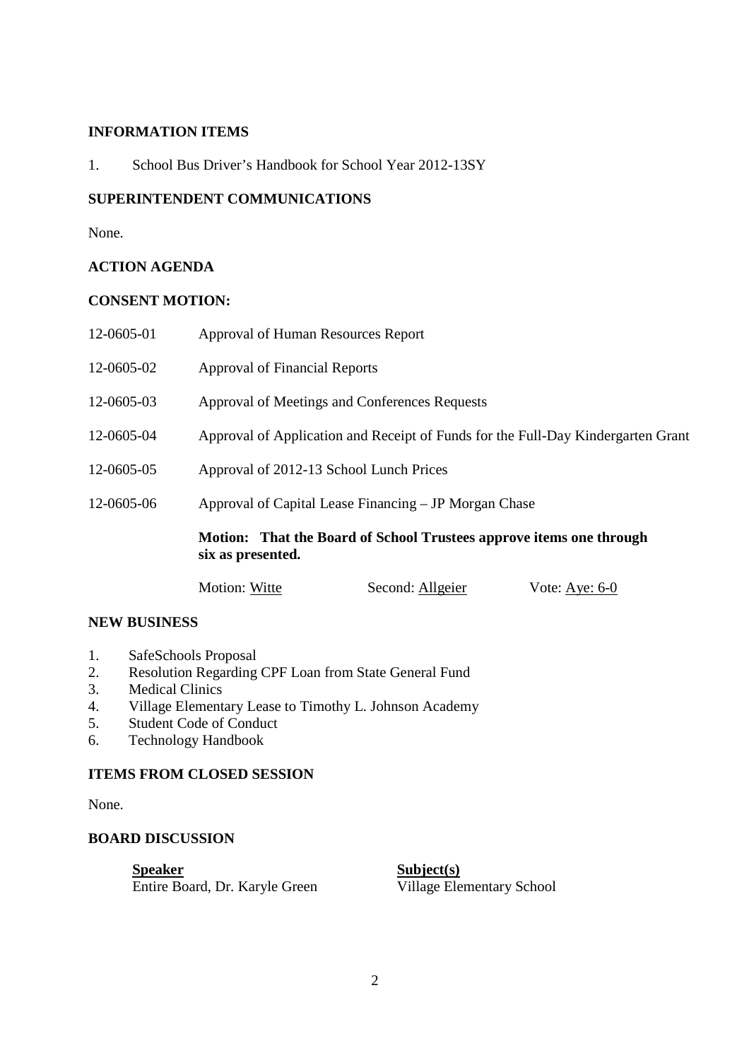## INFORMATION ITEMS

1. School Bus Driver's Handbook for School Year 2012-13SY

## SUPERINTENDENT COMMUNICATIONS

None.

## ACTION AGENDA

## CONSENT MOTION:

| | |
|---|---|
| 12-0605-01 | Approval of Human Resources Report |
| 12-0605-02 | Approval of Financial Reports |
| 12-0605-03 | Approval of Meetings and Conferences Requests |
| 12-0605-04 | Approval of Application and Receipt of Funds for the Full-Day Kindergarten Grant |
| 12-0605-05 | Approval of 2012-13 School Lunch Prices |
| 12-0605-06 | Approval of Capital Lease Financing – JP Morgan Chase |

**Motion: That the Board of School Trustees approve items one through six as presented.**

Motion: Witte    Second: Allgeier    Vote: Aye: 6-0

## NEW BUSINESS

1. SafeSchools Proposal
2. Resolution Regarding CPF Loan from State General Fund
3. Medical Clinics
4. Village Elementary Lease to Timothy L. Johnson Academy
5. Student Code of Conduct
6. Technology Handbook

## ITEMS FROM CLOSED SESSION

None.

## BOARD DISCUSSION

| Speaker | Subject(s) |
|---|---|
| Entire Board, Dr. Karyle Green | Village Elementary School |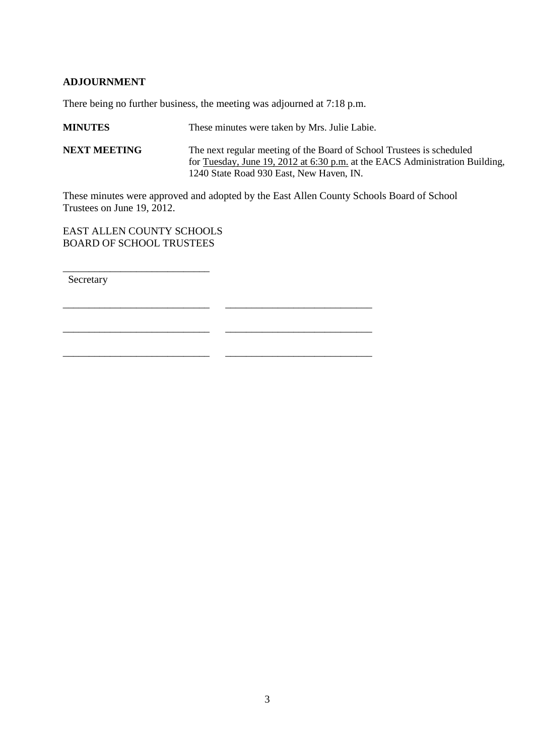**ADJOURNMENT**

There being no further business, the meeting was adjourned at 7:18 p.m.

**MINUTES** These minutes were taken by Mrs. Julie Labie.

**NEXT MEETING** The next regular meeting of the Board of School Trustees is scheduled for <u>Tuesday, June 19, 2012 at 6:30 p.m.</u> at the EACS Administration Building, 1240 State Road 930 East, New Haven, IN.

These minutes were approved and adopted by the East Allen County Schools Board of School Trustees on June 19, 2012.

EAST ALLEN COUNTY SCHOOLS
BOARD OF SCHOOL TRUSTEES

____________________________
Secretary

____________________________ ____________________________

____________________________ ____________________________

____________________________ ____________________________